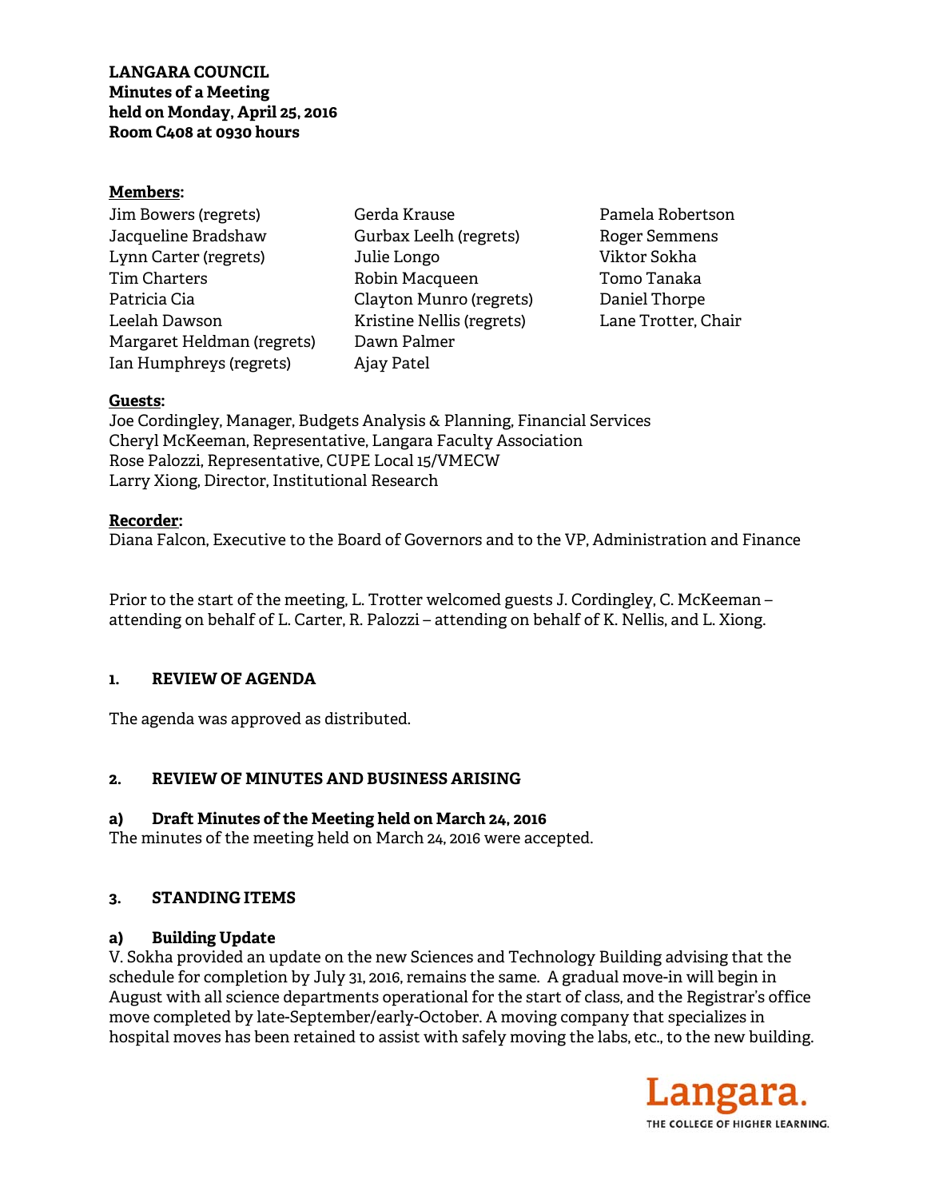**LANGARA COUNCIL**
**Minutes of a Meeting**
**held on Monday, April 25, 2016**
**Room C408 at 0930 hours**

**Members:**

Jim Bowers (regrets)
Jacqueline Bradshaw
Lynn Carter (regrets)
Tim Charters
Patricia Cia
Leelah Dawson
Margaret Heldman (regrets)
Ian Humphreys (regrets)
Gerda Krause
Gurbax Leelh (regrets)
Julie Longo
Robin Macqueen
Clayton Munro (regrets)
Kristine Nellis (regrets)
Dawn Palmer
Ajay Patel
Pamela Robertson
Roger Semmens
Viktor Sokha
Tomo Tanaka
Daniel Thorpe
Lane Trotter, Chair

**Guests:**

Joe Cordingley, Manager, Budgets Analysis & Planning, Financial Services
Cheryl McKeeman, Representative, Langara Faculty Association
Rose Palozzi, Representative, CUPE Local 15/VMECW
Larry Xiong, Director, Institutional Research

**Recorder:**

Diana Falcon, Executive to the Board of Governors and to the VP, Administration and Finance

Prior to the start of the meeting, L. Trotter welcomed guests J. Cordingley, C. McKeeman – attending on behalf of L. Carter, R. Palozzi – attending on behalf of K. Nellis, and L. Xiong.

## 1. REVIEW OF AGENDA

The agenda was approved as distributed.

## 2. REVIEW OF MINUTES AND BUSINESS ARISING

### a) Draft Minutes of the Meeting held on March 24, 2016

The minutes of the meeting held on March 24, 2016 were accepted.

## 3. STANDING ITEMS

### a) Building Update

V. Sokha provided an update on the new Sciences and Technology Building advising that the schedule for completion by July 31, 2016, remains the same. A gradual move-in will begin in August with all science departments operational for the start of class, and the Registrar's office move completed by late-September/early-October. A moving company that specializes in hospital moves has been retained to assist with safely moving the labs, etc., to the new building.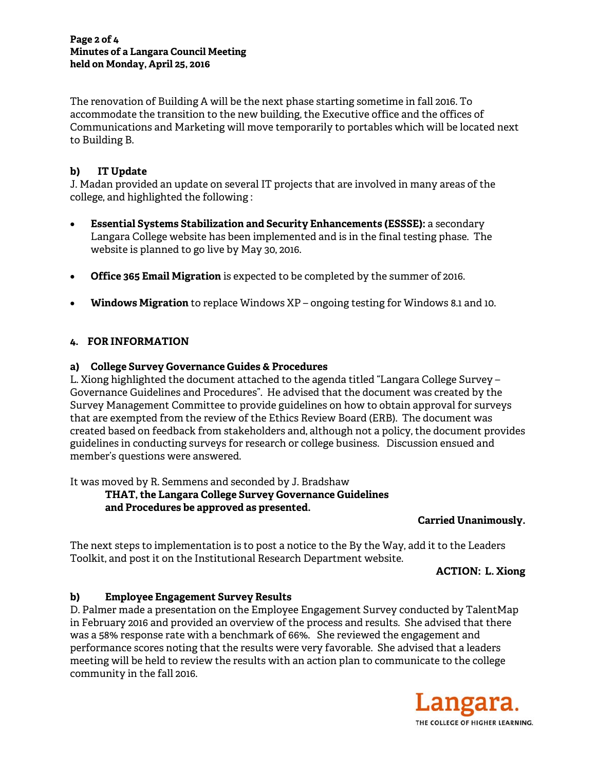The renovation of Building A will be the next phase starting sometime in fall 2016. To accommodate the transition to the new building, the Executive office and the offices of Communications and Marketing will move temporarily to portables which will be located next to Building B.

**b) IT Update**

J. Madan provided an update on several IT projects that are involved in many areas of the college, and highlighted the following :

- **Essential Systems Stabilization and Security Enhancements (ESSSE):** a secondary Langara College website has been implemented and is in the final testing phase. The website is planned to go live by May 30, 2016.
- **Office 365 Email Migration** is expected to be completed by the summer of 2016.
- **Windows Migration** to replace Windows XP – ongoing testing for Windows 8.1 and 10.

## 4. FOR INFORMATION

**a) College Survey Governance Guides & Procedures**

L. Xiong highlighted the document attached to the agenda titled "Langara College Survey – Governance Guidelines and Procedures". He advised that the document was created by the Survey Management Committee to provide guidelines on how to obtain approval for surveys that are exempted from the review of the Ethics Review Board (ERB). The document was created based on feedback from stakeholders and, although not a policy, the document provides guidelines in conducting surveys for research or college business. Discussion ensued and member's questions were answered.

It was moved by R. Semmens and seconded by J. Bradshaw

> **THAT, the Langara College Survey Governance Guidelines and Procedures be approved as presented.**

**Carried Unanimously.**

The next steps to implementation is to post a notice to the By the Way, add it to the Leaders Toolkit, and post it on the Institutional Research Department website.

**ACTION: L. Xiong**

**b) Employee Engagement Survey Results**

D. Palmer made a presentation on the Employee Engagement Survey conducted by TalentMap in February 2016 and provided an overview of the process and results. She advised that there was a 58% response rate with a benchmark of 66%. She reviewed the engagement and performance scores noting that the results were very favorable. She advised that a leaders meeting will be held to review the results with an action plan to communicate to the college community in the fall 2016.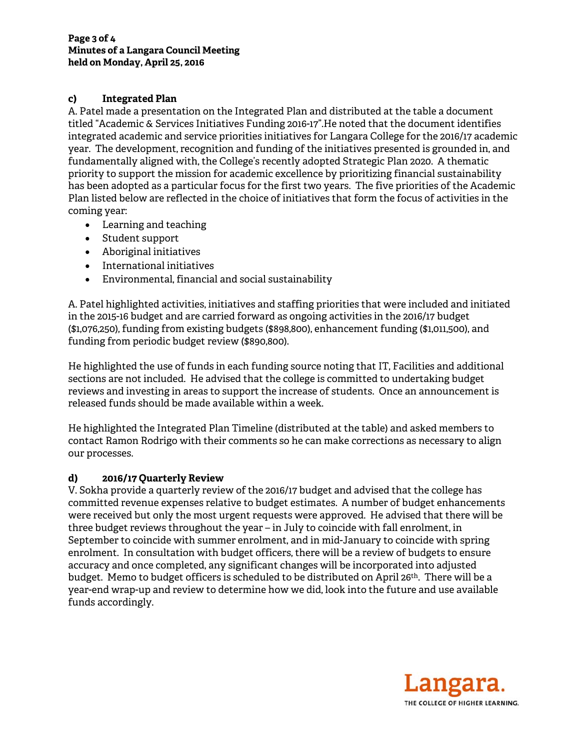### c) Integrated Plan

A. Patel made a presentation on the Integrated Plan and distributed at the table a document titled "Academic & Services Initiatives Funding 2016-17".He noted that the document identifies integrated academic and service priorities initiatives for Langara College for the 2016/17 academic year. The development, recognition and funding of the initiatives presented is grounded in, and fundamentally aligned with, the College's recently adopted Strategic Plan 2020. A thematic priority to support the mission for academic excellence by prioritizing financial sustainability has been adopted as a particular focus for the first two years. The five priorities of the Academic Plan listed below are reflected in the choice of initiatives that form the focus of activities in the coming year:

- Learning and teaching
- Student support
- Aboriginal initiatives
- International initiatives
- Environmental, financial and social sustainability

A. Patel highlighted activities, initiatives and staffing priorities that were included and initiated in the 2015-16 budget and are carried forward as ongoing activities in the 2016/17 budget ($1,076,250), funding from existing budgets ($898,800), enhancement funding ($1,011,500), and funding from periodic budget review ($890,800).

He highlighted the use of funds in each funding source noting that IT, Facilities and additional sections are not included. He advised that the college is committed to undertaking budget reviews and investing in areas to support the increase of students. Once an announcement is released funds should be made available within a week.

He highlighted the Integrated Plan Timeline (distributed at the table) and asked members to contact Ramon Rodrigo with their comments so he can make corrections as necessary to align our processes.

### d) 2016/17 Quarterly Review

V. Sokha provide a quarterly review of the 2016/17 budget and advised that the college has committed revenue expenses relative to budget estimates. A number of budget enhancements were received but only the most urgent requests were approved. He advised that there will be three budget reviews throughout the year – in July to coincide with fall enrolment, in September to coincide with summer enrolment, and in mid-January to coincide with spring enrolment. In consultation with budget officers, there will be a review of budgets to ensure accuracy and once completed, any significant changes will be incorporated into adjusted budget. Memo to budget officers is scheduled to be distributed on April 26th. There will be a year-end wrap-up and review to determine how we did, look into the future and use available funds accordingly.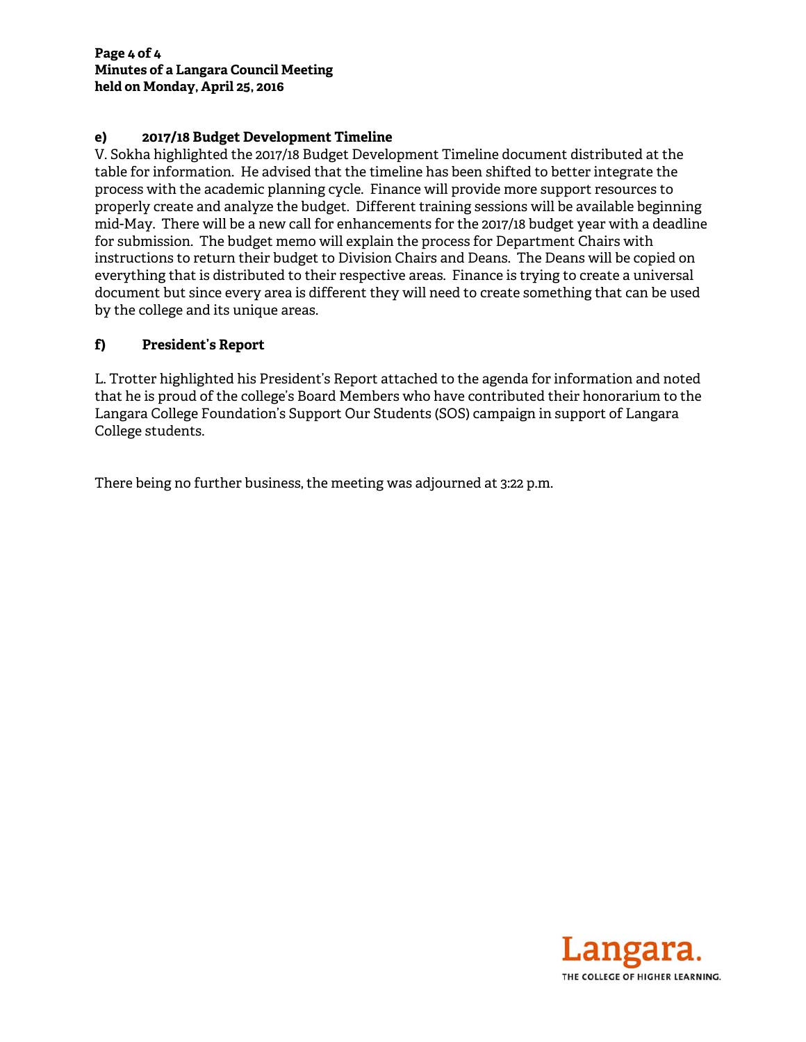**e) 2017/18 Budget Development Timeline**

V. Sokha highlighted the 2017/18 Budget Development Timeline document distributed at the table for information. He advised that the timeline has been shifted to better integrate the process with the academic planning cycle. Finance will provide more support resources to properly create and analyze the budget. Different training sessions will be available beginning mid-May. There will be a new call for enhancements for the 2017/18 budget year with a deadline for submission. The budget memo will explain the process for Department Chairs with instructions to return their budget to Division Chairs and Deans. The Deans will be copied on everything that is distributed to their respective areas. Finance is trying to create a universal document but since every area is different they will need to create something that can be used by the college and its unique areas.

**f) President's Report**

L. Trotter highlighted his President's Report attached to the agenda for information and noted that he is proud of the college's Board Members who have contributed their honorarium to the Langara College Foundation's Support Our Students (SOS) campaign in support of Langara College students.

There being no further business, the meeting was adjourned at 3:22 p.m.